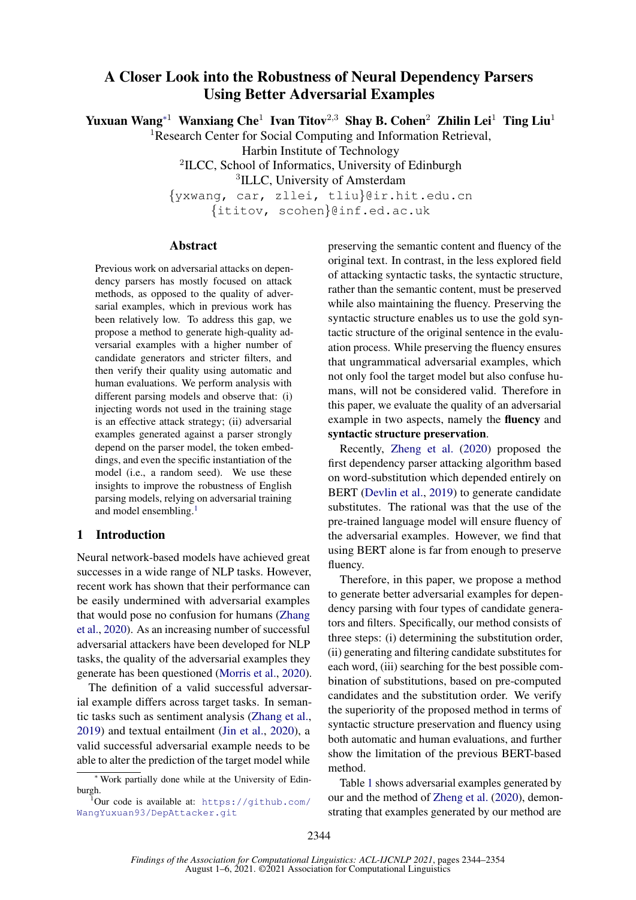# A Closer Look into the Robustness of Neural Dependency Parsers Using Better Adversarial Examples

**Yuxuan Wang**[*1] **Wanxiang Che**[1] **Ivan Titov**[2,3] **Shay B. Cohen**[2] **Zhilin Lei**[1] **Ting Liu**[1]

[1]Research Center for Social Computing and Information Retrieval, Harbin Institute of Technology

[2]ILCC, School of Informatics, University of Edinburgh

[3]ILLC, University of Amsterdam

{yxwang, car, zllei, tliu}@ir.hit.edu.cn

{ititov, scohen}@inf.ed.ac.uk

## Abstract

Previous work on adversarial attacks on dependency parsers has mostly focused on attack methods, as opposed to the quality of adversarial examples, which in previous work has been relatively low. To address this gap, we propose a method to generate high-quality adversarial examples with a higher number of candidate generators and stricter filters, and then verify their quality using automatic and human evaluations. We perform analysis with different parsing models and observe that: (i) injecting words not used in the training stage is an effective attack strategy; (ii) adversarial examples generated against a parser strongly depend on the parser model, the token embeddings, and even the specific instantiation of the model (i.e., a random seed). We use these insights to improve the robustness of English parsing models, relying on adversarial training and model ensembling.[1]

## 1 Introduction

Neural network-based models have achieved great successes in a wide range of NLP tasks. However, recent work has shown that their performance can be easily undermined with adversarial examples that would pose no confusion for humans (Zhang et al., 2020). As an increasing number of successful adversarial attackers have been developed for NLP tasks, the quality of the adversarial examples they generate has been questioned (Morris et al., 2020).

The definition of a valid successful adversarial example differs across target tasks. In semantic tasks such as sentiment analysis (Zhang et al., 2019) and textual entailment (Jin et al., 2020), a valid successful adversarial example needs to be able to alter the prediction of the target model while preserving the semantic content and fluency of the original text. In contrast, in the less explored field of attacking syntactic tasks, the syntactic structure, rather than the semantic content, must be preserved while also maintaining the fluency. Preserving the syntactic structure enables us to use the gold syntactic structure of the original sentence in the evaluation process. While preserving the fluency ensures that ungrammatical adversarial examples, which not only fool the target model but also confuse humans, will not be considered valid. Therefore in this paper, we evaluate the quality of an adversarial example in two aspects, namely the **fluency** and **syntactic structure preservation**.

Recently, Zheng et al. (2020) proposed the first dependency parser attacking algorithm based on word-substitution which depended entirely on BERT (Devlin et al., 2019) to generate candidate substitutes. The rational was that the use of the pre-trained language model will ensure fluency of the adversarial examples. However, we find that using BERT alone is far from enough to preserve fluency.

Therefore, in this paper, we propose a method to generate better adversarial examples for dependency parsing with four types of candidate generators and filters. Specifically, our method consists of three steps: (i) determining the substitution order, (ii) generating and filtering candidate substitutes for each word, (iii) searching for the best possible combination of substitutions, based on pre-computed candidates and the substitution order. We verify the superiority of the proposed method in terms of syntactic structure preservation and fluency using both automatic and human evaluations, and further show the limitation of the previous BERT-based method.

Table 1 shows adversarial examples generated by our and the method of Zheng et al. (2020), demonstrating that examples generated by our method are

---

[*] Work partially done while at the University of Edinburgh.

[1] Our code is available at: https://github.com/WangYuxuan93/DepAttacker.git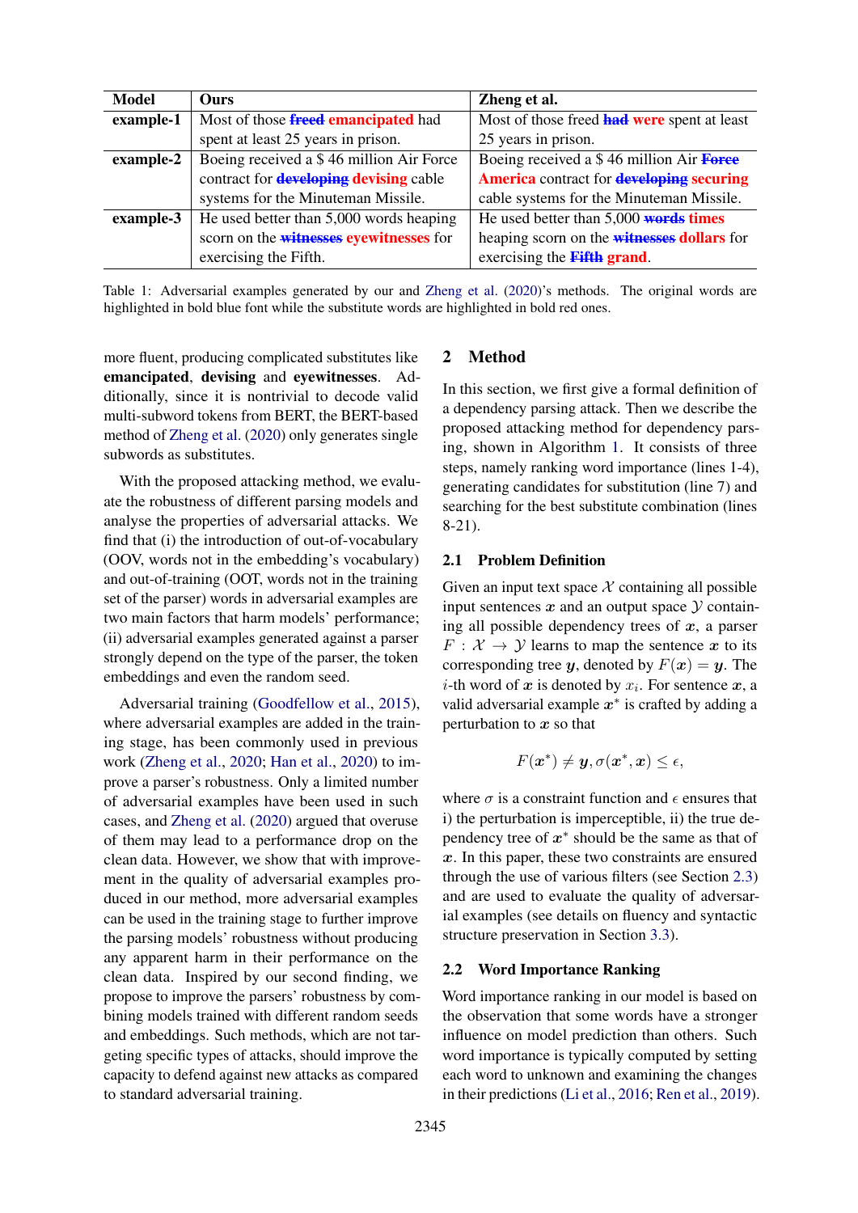| Model | Ours | Zheng et al. |
|---|---|---|
| **example-1** | Most of those ~~**freed**~~ **emancipated** had spent at least 25 years in prison. | Most of those freed ~~**had**~~ **were** spent at least 25 years in prison. |
| **example-2** | Boeing received a $ 46 million Air Force contract for ~~**developing**~~ **devising** cable systems for the Minuteman Missile. | Boeing received a $ 46 million Air ~~**Force**~~ **America** contract for ~~**developing**~~ **securing** cable systems for the Minuteman Missile. |
| **example-3** | He used better than 5,000 words heaping scorn on the ~~**witnesses**~~ **eyewitnesses** for exercising the Fifth. | He used better than 5,000 ~~**words**~~ **times** heaping scorn on the ~~**witnesses**~~ **dollars** for exercising the ~~**Fifth**~~ **grand**. |

Table 1: Adversarial examples generated by our and Zheng et al. (2020)'s methods. The original words are highlighted in bold blue font while the substitute words are highlighted in bold red ones.

more fluent, producing complicated substitutes like **emancipated**, **devising** and **eyewitnesses**. Additionally, since it is nontrivial to decode valid multi-subword tokens from BERT, the BERT-based method of Zheng et al. (2020) only generates single subwords as substitutes.

With the proposed attacking method, we evaluate the robustness of different parsing models and analyse the properties of adversarial attacks. We find that (i) the introduction of out-of-vocabulary (OOV, words not in the embedding's vocabulary) and out-of-training (OOT, words not in the training set of the parser) words in adversarial examples are two main factors that harm models' performance; (ii) adversarial examples generated against a parser strongly depend on the type of the parser, the token embeddings and even the random seed.

Adversarial training (Goodfellow et al., 2015), where adversarial examples are added in the training stage, has been commonly used in previous work (Zheng et al., 2020; Han et al., 2020) to improve a parser's robustness. Only a limited number of adversarial examples have been used in such cases, and Zheng et al. (2020) argued that overuse of them may lead to a performance drop on the clean data. However, we show that with improvement in the quality of adversarial examples produced in our method, more adversarial examples can be used in the training stage to further improve the parsing models' robustness without producing any apparent harm in their performance on the clean data. Inspired by our second finding, we propose to improve the parsers' robustness by combining models trained with different random seeds and embeddings. Such methods, which are not targeting specific types of attacks, should improve the capacity to defend against new attacks as compared to standard adversarial training.

## 2 Method

In this section, we first give a formal definition of a dependency parsing attack. Then we describe the proposed attacking method for dependency parsing, shown in Algorithm 1. It consists of three steps, namely ranking word importance (lines 1-4), generating candidates for substitution (line 7) and searching for the best substitute combination (lines 8-21).

### 2.1 Problem Definition

Given an input text space $\mathcal{X}$ containing all possible input sentences $\boldsymbol{x}$ and an output space $\mathcal{Y}$ containing all possible dependency trees of $\boldsymbol{x}$, a parser $F : \mathcal{X} \rightarrow \mathcal{Y}$ learns to map the sentence $\boldsymbol{x}$ to its corresponding tree $\boldsymbol{y}$, denoted by $F(\boldsymbol{x}) = \boldsymbol{y}$. The $i$-th word of $\boldsymbol{x}$ is denoted by $x_i$. For sentence $\boldsymbol{x}$, a valid adversarial example $\boldsymbol{x}^*$ is crafted by adding a perturbation to $\boldsymbol{x}$ so that

$$F(\boldsymbol{x}^*) \neq \boldsymbol{y}, \sigma(\boldsymbol{x}^*, \boldsymbol{x}) \leq \epsilon,$$

where $\sigma$ is a constraint function and $\epsilon$ ensures that i) the perturbation is imperceptible, ii) the true dependency tree of $\boldsymbol{x}^*$ should be the same as that of $\boldsymbol{x}$. In this paper, these two constraints are ensured through the use of various filters (see Section 2.3) and are used to evaluate the quality of adversarial examples (see details on fluency and syntactic structure preservation in Section 3.3).

### 2.2 Word Importance Ranking

Word importance ranking in our model is based on the observation that some words have a stronger influence on model prediction than others. Such word importance is typically computed by setting each word to unknown and examining the changes in their predictions (Li et al., 2016; Ren et al., 2019).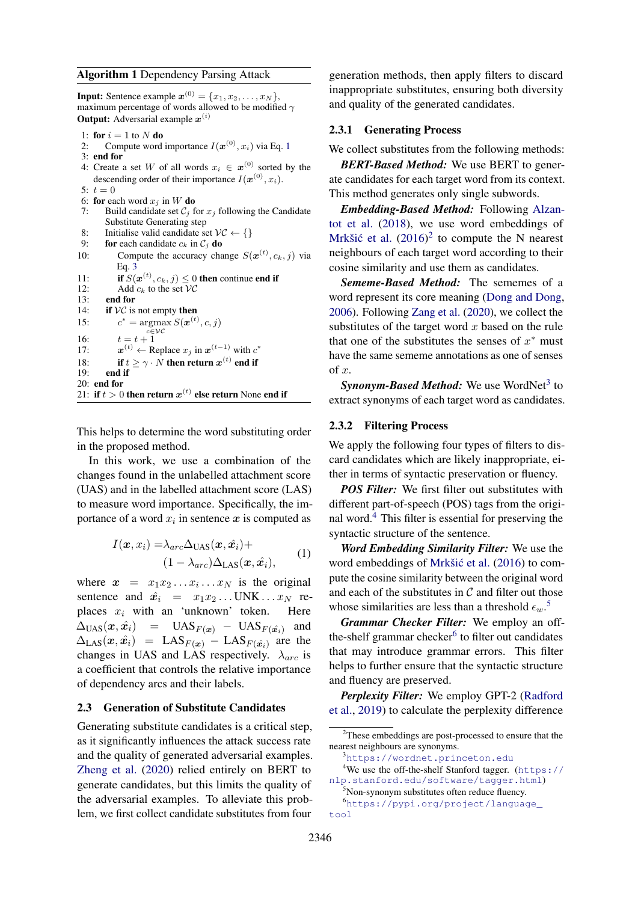**Algorithm 1** Dependency Parsing Attack

**Input:** Sentence example $\boldsymbol{x}^{(0)} = \{x_1, x_2, \ldots, x_N\}$, maximum percentage of words allowed to be modified $\gamma$
**Output:** Adversarial example $\boldsymbol{x}^{(i)}$

```
1:  for i = 1 to N do
2:      Compute word importance I(x^(0), x_i) via Eq. 1
3:  end for
4:  Create a set W of all words x_i ∈ x^(0) sorted by the
    descending order of their importance I(x^(0), x_i).
5:  t = 0
6:  for each word x_j in W do
7:      Build candidate set C_j for x_j following the Candidate
        Substitute Generating step
8:      Initialise valid candidate set VC ← {}
9:      for each candidate c_k in C_j do
10:         Compute the accuracy change S(x^(t), c_k, j) via
            Eq. 3
11:         if S(x^(t), c_k, j) ≤ 0 then continue end if
12:         Add c_k to the set VC
13:     end for
14:     if VC is not empty then
15:         c* = argmax_{c∈VC} S(x^(t), c, j)
16:         t = t + 1
17:         x^(t) ← Replace x_j in x^(t−1) with c*
18:         if t ≥ γ · N then return x^(t) end if
19:     end if
20: end for
21: if t > 0 then return x^(t) else return None end if
```

This helps to determine the word substituting order in the proposed method.

In this work, we use a combination of the changes found in the unlabelled attachment score (UAS) and in the labelled attachment score (LAS) to measure word importance. Specifically, the importance of a word $x_i$ in sentence $\boldsymbol{x}$ is computed as

$$I(\boldsymbol{x}, x_i) = \lambda_{arc}\Delta_{\text{UAS}}(\boldsymbol{x}, \hat{\boldsymbol{x}}_i) + (1 - \lambda_{arc})\Delta_{\text{LAS}}(\boldsymbol{x}, \hat{\boldsymbol{x}}_i), \tag{1}$$

where $\boldsymbol{x} = x_1 x_2 \ldots x_i \ldots x_N$ is the original sentence and $\hat{\boldsymbol{x}}_i = x_1 x_2 \ldots \text{UNK} \ldots x_N$ replaces $x_i$ with an 'unknown' token. Here $\Delta_{\text{UAS}}(\boldsymbol{x}, \hat{\boldsymbol{x}}_i) = \text{UAS}_{F(\boldsymbol{x})} - \text{UAS}_{F(\hat{\boldsymbol{x}}_i)}$ and $\Delta_{\text{LAS}}(\boldsymbol{x}, \hat{\boldsymbol{x}}_i) = \text{LAS}_{F(\boldsymbol{x})} - \text{LAS}_{F(\hat{\boldsymbol{x}}_i)}$ are the changes in UAS and LAS respectively. $\lambda_{arc}$ is a coefficient that controls the relative importance of dependency arcs and their labels.

## 2.3 Generation of Substitute Candidates

Generating substitute candidates is a critical step, as it significantly influences the attack success rate and the quality of generated adversarial examples. Zheng et al. (2020) relied entirely on BERT to generate candidates, but this limits the quality of the adversarial examples. To alleviate this problem, we first collect candidate substitutes from four generation methods, then apply filters to discard inappropriate substitutes, ensuring both diversity and quality of the generated candidates.

### 2.3.1 Generating Process

We collect substitutes from the following methods:

***BERT-Based Method:*** We use BERT to generate candidates for each target word from its context. This method generates only single subwords.

***Embedding-Based Method:*** Following Alzantot et al. (2018), we use word embeddings of Mrkšić et al. (2016)[2] to compute the N nearest neighbours of each target word according to their cosine similarity and use them as candidates.

***Sememe-Based Method:*** The sememes of a word represent its core meaning (Dong and Dong, 2006). Following Zang et al. (2020), we collect the substitutes of the target word $x$ based on the rule that one of the substitutes the senses of $x^*$ must have the same sememe annotations as one of senses of $x$.

***Synonym-Based Method:*** We use WordNet[3] to extract synonyms of each target word as candidates.

### 2.3.2 Filtering Process

We apply the following four types of filters to discard candidates which are likely inappropriate, either in terms of syntactic preservation or fluency.

***POS Filter:*** We first filter out substitutes with different part-of-speech (POS) tags from the original word.[4] This filter is essential for preserving the syntactic structure of the sentence.

***Word Embedding Similarity Filter:*** We use the word embeddings of Mrkšić et al. (2016) to compute the cosine similarity between the original word and each of the substitutes in $\mathcal{C}$ and filter out those whose similarities are less than a threshold $\epsilon_w$.[5]

***Grammar Checker Filter:*** We employ an off-the-shelf grammar checker[6] to filter out candidates that may introduce grammar errors. This filter helps to further ensure that the syntactic structure and fluency are preserved.

***Perplexity Filter:*** We employ GPT-2 (Radford et al., 2019) to calculate the perplexity difference

[2] These embeddings are post-processed to ensure that the nearest neighbours are synonyms.
[3] https://wordnet.princeton.edu
[4] We use the off-the-shelf Stanford tagger. (https://nlp.stanford.edu/software/tagger.html)
[5] Non-synonym substitutes often reduce fluency.
[6] https://pypi.org/project/language_tool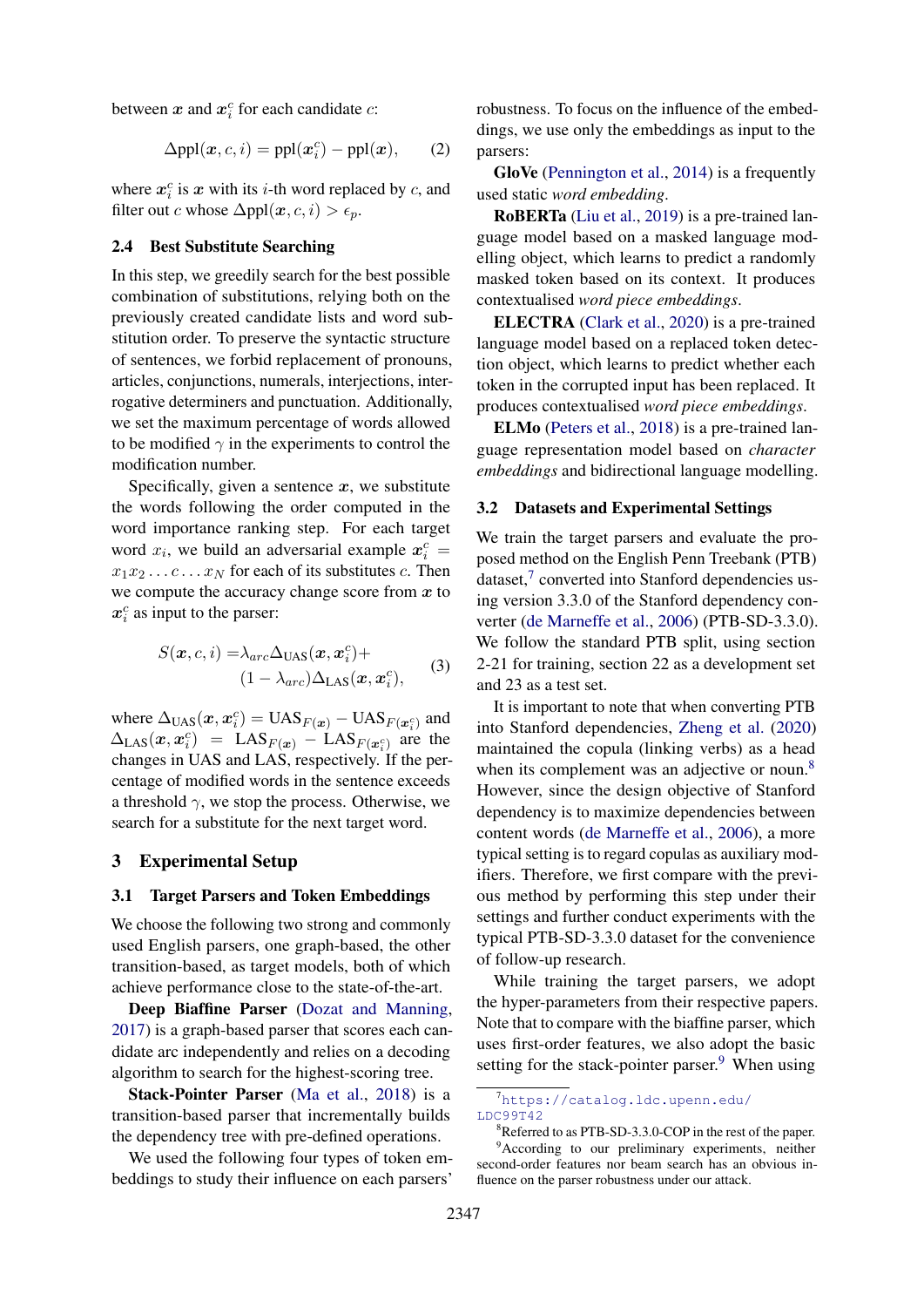between $\boldsymbol{x}$ and $\boldsymbol{x}_i^c$ for each candidate $c$:

$$\Delta \text{ppl}(\boldsymbol{x}, c, i) = \text{ppl}(\boldsymbol{x}_i^c) - \text{ppl}(\boldsymbol{x}), \quad (2)$$

where $\boldsymbol{x}_i^c$ is $\boldsymbol{x}$ with its $i$-th word replaced by $c$, and filter out $c$ whose $\Delta \text{ppl}(\boldsymbol{x}, c, i) > \epsilon_p$.

### 2.4 Best Substitute Searching

In this step, we greedily search for the best possible combination of substitutions, relying both on the previously created candidate lists and word substitution order. To preserve the syntactic structure of sentences, we forbid replacement of pronouns, articles, conjunctions, numerals, interjections, interrogative determiners and punctuation. Additionally, we set the maximum percentage of words allowed to be modified $\gamma$ in the experiments to control the modification number.

Specifically, given a sentence $\boldsymbol{x}$, we substitute the words following the order computed in the word importance ranking step. For each target word $x_i$, we build an adversarial example $\boldsymbol{x}_i^c = x_1 x_2 \ldots c \ldots x_N$ for each of its substitutes $c$. Then we compute the accuracy change score from $\boldsymbol{x}$ to $\boldsymbol{x}_i^c$ as input to the parser:

$$\begin{aligned} S(\boldsymbol{x}, c, i) = &\lambda_{arc} \Delta_{\text{UAS}}(\boldsymbol{x}, \boldsymbol{x}_i^c) + \\ &(1 - \lambda_{arc}) \Delta_{\text{LAS}}(\boldsymbol{x}, \boldsymbol{x}_i^c), \end{aligned} \quad (3)$$

where $\Delta_{\text{UAS}}(\boldsymbol{x}, \boldsymbol{x}_i^c) = \text{UAS}_{F(\boldsymbol{x})} - \text{UAS}_{F(\boldsymbol{x}_i^c)}$ and $\Delta_{\text{LAS}}(\boldsymbol{x}, \boldsymbol{x}_i^c) = \text{LAS}_{F(\boldsymbol{x})} - \text{LAS}_{F(\boldsymbol{x}_i^c)}$ are the changes in UAS and LAS, respectively. If the percentage of modified words in the sentence exceeds a threshold $\gamma$, we stop the process. Otherwise, we search for a substitute for the next target word.

## 3 Experimental Setup

### 3.1 Target Parsers and Token Embeddings

We choose the following two strong and commonly used English parsers, one graph-based, the other transition-based, as target models, both of which achieve performance close to the state-of-the-art.

**Deep Biaffine Parser** (Dozat and Manning, 2017) is a graph-based parser that scores each candidate arc independently and relies on a decoding algorithm to search for the highest-scoring tree.

**Stack-Pointer Parser** (Ma et al., 2018) is a transition-based parser that incrementally builds the dependency tree with pre-defined operations.

We used the following four types of token embeddings to study their influence on each parsers' robustness. To focus on the influence of the embeddings, we use only the embeddings as input to the parsers:

**GloVe** (Pennington et al., 2014) is a frequently used static *word embedding*.

**RoBERTa** (Liu et al., 2019) is a pre-trained language model based on a masked language modelling object, which learns to predict a randomly masked token based on its context. It produces contextualised *word piece embeddings*.

**ELECTRA** (Clark et al., 2020) is a pre-trained language model based on a replaced token detection object, which learns to predict whether each token in the corrupted input has been replaced. It produces contextualised *word piece embeddings*.

**ELMo** (Peters et al., 2018) is a pre-trained language representation model based on *character embeddings* and bidirectional language modelling.

### 3.2 Datasets and Experimental Settings

We train the target parsers and evaluate the proposed method on the English Penn Treebank (PTB) dataset,[7] converted into Stanford dependencies using version 3.3.0 of the Stanford dependency converter (de Marneffe et al., 2006) (PTB-SD-3.3.0). We follow the standard PTB split, using section 2-21 for training, section 22 as a development set and 23 as a test set.

It is important to note that when converting PTB into Stanford dependencies, Zheng et al. (2020) maintained the copula (linking verbs) as a head when its complement was an adjective or noun.[8] However, since the design objective of Stanford dependency is to maximize dependencies between content words (de Marneffe et al., 2006), a more typical setting is to regard copulas as auxiliary modifiers. Therefore, we first compare with the previous method by performing this step under their settings and further conduct experiments with the typical PTB-SD-3.3.0 dataset for the convenience of follow-up research.

While training the target parsers, we adopt the hyper-parameters from their respective papers. Note that to compare with the biaffine parser, which uses first-order features, we also adopt the basic setting for the stack-pointer parser.[9] When using

[7] https://catalog.ldc.upenn.edu/LDC99T42

[8] Referred to as PTB-SD-3.3.0-COP in the rest of the paper.

[9] According to our preliminary experiments, neither second-order features nor beam search has an obvious influence on the parser robustness under our attack.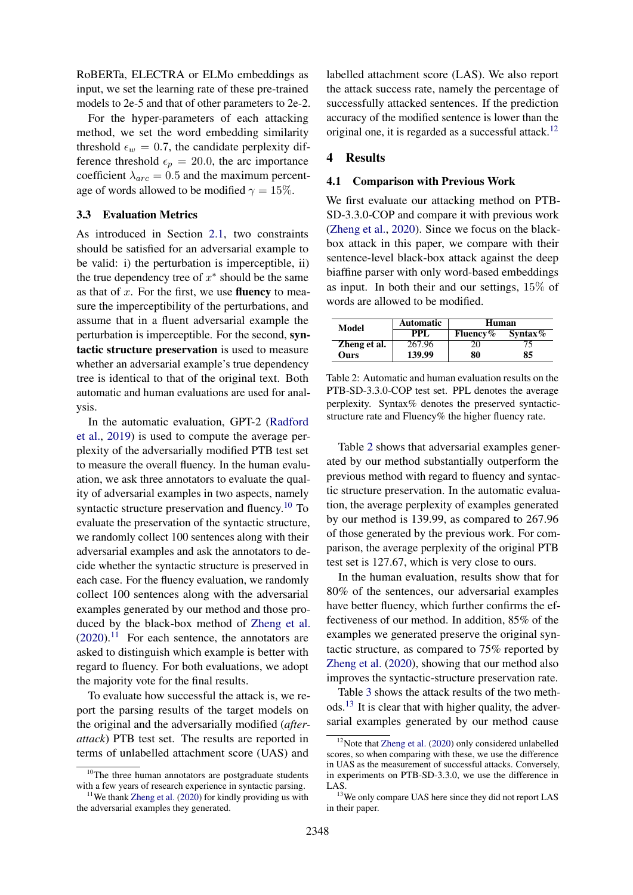RoBERTa, ELECTRA or ELMo embeddings as input, we set the learning rate of these pre-trained models to 2e-5 and that of other parameters to 2e-2.

For the hyper-parameters of each attacking method, we set the word embedding similarity threshold $\epsilon_w = 0.7$, the candidate perplexity difference threshold $\epsilon_p = 20.0$, the arc importance coefficient $\lambda_{arc} = 0.5$ and the maximum percentage of words allowed to be modified $\gamma = 15\%$.

### 3.3 Evaluation Metrics

As introduced in Section 2.1, two constraints should be satisfied for an adversarial example to be valid: i) the perturbation is imperceptible, ii) the true dependency tree of $x^*$ should be the same as that of $x$. For the first, we use **fluency** to measure the imperceptibility of the perturbations, and assume that in a fluent adversarial example the perturbation is imperceptible. For the second, **syntactic structure preservation** is used to measure whether an adversarial example's true dependency tree is identical to that of the original text. Both automatic and human evaluations are used for analysis.

In the automatic evaluation, GPT-2 (Radford et al., 2019) is used to compute the average perplexity of the adversarially modified PTB test set to measure the overall fluency. In the human evaluation, we ask three annotators to evaluate the quality of adversarial examples in two aspects, namely syntactic structure preservation and fluency.[10] To evaluate the preservation of the syntactic structure, we randomly collect 100 sentences along with their adversarial examples and ask the annotators to decide whether the syntactic structure is preserved in each case. For the fluency evaluation, we randomly collect 100 sentences along with the adversarial examples generated by our method and those produced by the black-box method of Zheng et al. (2020).[11] For each sentence, the annotators are asked to distinguish which example is better with regard to fluency. For both evaluations, we adopt the majority vote for the final results.

To evaluate how successful the attack is, we report the parsing results of the target models on the original and the adversarially modified (*after-attack*) PTB test set. The results are reported in terms of unlabelled attachment score (UAS) and labelled attachment score (LAS). We also report the attack success rate, namely the percentage of successfully attacked sentences. If the prediction accuracy of the modified sentence is lower than the original one, it is regarded as a successful attack.[12]

[10] The three human annotators are postgraduate students with a few years of research experience in syntactic parsing.

[11] We thank Zheng et al. (2020) for kindly providing us with the adversarial examples they generated.

## 4 Results

### 4.1 Comparison with Previous Work

We first evaluate our attacking method on PTB-SD-3.3.0-COP and compare it with previous work (Zheng et al., 2020). Since we focus on the black-box attack in this paper, we compare with their sentence-level black-box attack against the deep biaffine parser with only word-based embeddings as input. In both their and our settings, 15% of words are allowed to be modified.

| Model | Automatic | Human | |
|---|---|---|---|
| | PPL | Fluency% | Syntax% |
| Zheng et al. | 267.96 | 20 | 75 |
| **Ours** | **139.99** | **80** | **85** |

Table 2: Automatic and human evaluation results on the PTB-SD-3.3.0-COP test set. PPL denotes the average perplexity. Syntax% denotes the preserved syntactic-structure rate and Fluency% the higher fluency rate.

Table 2 shows that adversarial examples generated by our method substantially outperform the previous method with regard to fluency and syntactic structure preservation. In the automatic evaluation, the average perplexity of examples generated by our method is 139.99, as compared to 267.96 of those generated by the previous work. For comparison, the average perplexity of the original PTB test set is 127.67, which is very close to ours.

In the human evaluation, results show that for 80% of the sentences, our adversarial examples have better fluency, which further confirms the effectiveness of our method. In addition, 85% of the examples we generated preserve the original syntactic structure, as compared to 75% reported by Zheng et al. (2020), showing that our method also improves the syntactic-structure preservation rate.

Table 3 shows the attack results of the two methods.[13] It is clear that with higher quality, the adversarial examples generated by our method cause

[12] Note that Zheng et al. (2020) only considered unlabelled scores, so when comparing with these, we use the difference in UAS as the measurement of successful attacks. Conversely, in experiments on PTB-SD-3.3.0, we use the difference in LAS.

[13] We only compare UAS here since they did not report LAS in their paper.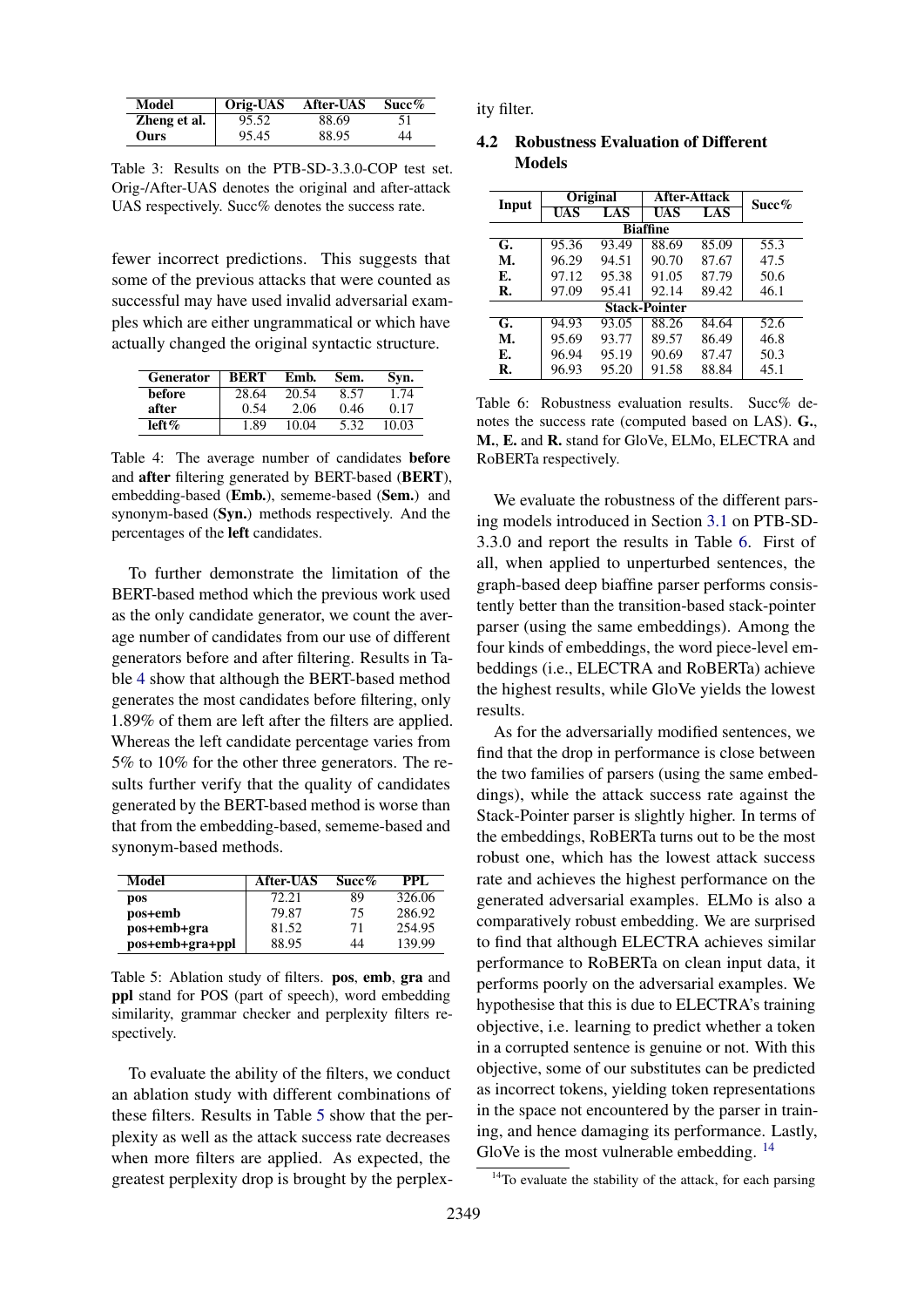| Model | Orig-UAS | After-UAS | Succ% |
|---|---|---|---|
| **Zheng et al.** | 95.52 | 88.69 | 51 |
| **Ours** | 95.45 | 88.95 | 44 |

Table 3: Results on the PTB-SD-3.3.0-COP test set. Orig-/After-UAS denotes the original and after-attack UAS respectively. Succ% denotes the success rate.

fewer incorrect predictions. This suggests that some of the previous attacks that were counted as successful may have used invalid adversarial examples which are either ungrammatical or which have actually changed the original syntactic structure.

| Generator | BERT | Emb. | Sem. | Syn. |
|---|---|---|---|---|
| **before** | 28.64 | 20.54 | 8.57 | 1.74 |
| **after** | 0.54 | 2.06 | 0.46 | 0.17 |
| **left%** | 1.89 | 10.04 | 5.32 | 10.03 |

Table 4: The average number of candidates **before** and **after** filtering generated by BERT-based (**BERT**), embedding-based (**Emb.**), sememe-based (**Sem.**) and synonym-based (**Syn.**) methods respectively. And the percentages of the **left** candidates.

To further demonstrate the limitation of the BERT-based method which the previous work used as the only candidate generator, we count the average number of candidates from our use of different generators before and after filtering. Results in Table 4 show that although the BERT-based method generates the most candidates before filtering, only 1.89% of them are left after the filters are applied. Whereas the left candidate percentage varies from 5% to 10% for the other three generators. The results further verify that the quality of candidates generated by the BERT-based method is worse than that from the embedding-based, sememe-based and synonym-based methods.

| Model | After-UAS | Succ% | PPL |
|---|---|---|---|
| **pos** | 72.21 | 89 | 326.06 |
| **pos+emb** | 79.87 | 75 | 286.92 |
| **pos+emb+gra** | 81.52 | 71 | 254.95 |
| **pos+emb+gra+ppl** | 88.95 | 44 | 139.99 |

Table 5: Ablation study of filters. **pos**, **emb**, **gra** and **ppl** stand for POS (part of speech), word embedding similarity, grammar checker and perplexity filters respectively.

To evaluate the ability of the filters, we conduct an ablation study with different combinations of these filters. Results in Table 5 show that the perplexity as well as the attack success rate decreases when more filters are applied. As expected, the greatest perplexity drop is brought by the perplexity filter.

## 4.2 Robustness Evaluation of Different Models

| Input | Original | | After-Attack | | Succ% |
|---|---|---|---|---|---|
| | UAS | LAS | UAS | LAS | |
| **Biaffine** | | | | | |
| **G.** | 95.36 | 93.49 | 88.69 | 85.09 | 55.3 |
| **M.** | 96.29 | 94.51 | 90.70 | 87.67 | 47.5 |
| **E.** | 97.12 | 95.38 | 91.05 | 87.79 | 50.6 |
| **R.** | 97.09 | 95.41 | 92.14 | 89.42 | 46.1 |
| **Stack-Pointer** | | | | | |
| **G.** | 94.93 | 93.05 | 88.26 | 84.64 | 52.6 |
| **M.** | 95.69 | 93.77 | 89.57 | 86.49 | 46.8 |
| **E.** | 96.94 | 95.19 | 90.69 | 87.47 | 50.3 |
| **R.** | 96.93 | 95.20 | 91.58 | 88.84 | 45.1 |

Table 6: Robustness evaluation results. Succ% denotes the success rate (computed based on LAS). **G.**, **M.**, **E.** and **R.** stand for GloVe, ELMo, ELECTRA and RoBERTa respectively.

We evaluate the robustness of the different parsing models introduced in Section 3.1 on PTB-SD-3.3.0 and report the results in Table 6. First of all, when applied to unperturbed sentences, the graph-based deep biaffine parser performs consistently better than the transition-based stack-pointer parser (using the same embeddings). Among the four kinds of embeddings, the word piece-level embeddings (i.e., ELECTRA and RoBERTa) achieve the highest results, while GloVe yields the lowest results.

As for the adversarially modified sentences, we find that the drop in performance is close between the two families of parsers (using the same embeddings), while the attack success rate against the Stack-Pointer parser is slightly higher. In terms of the embeddings, RoBERTa turns out to be the most robust one, which has the lowest attack success rate and achieves the highest performance on the generated adversarial examples. ELMo is also a comparatively robust embedding. We are surprised to find that although ELECTRA achieves similar performance to RoBERTa on clean input data, it performs poorly on the adversarial examples. We hypothesise that this is due to ELECTRA's training objective, i.e. learning to predict whether a token in a corrupted sentence is genuine or not. With this objective, some of our substitutes can be predicted as incorrect tokens, yielding token representations in the space not encountered by the parser in training, and hence damaging its performance. Lastly, GloVe is the most vulnerable embedding. [14]

[14] To evaluate the stability of the attack, for each parsing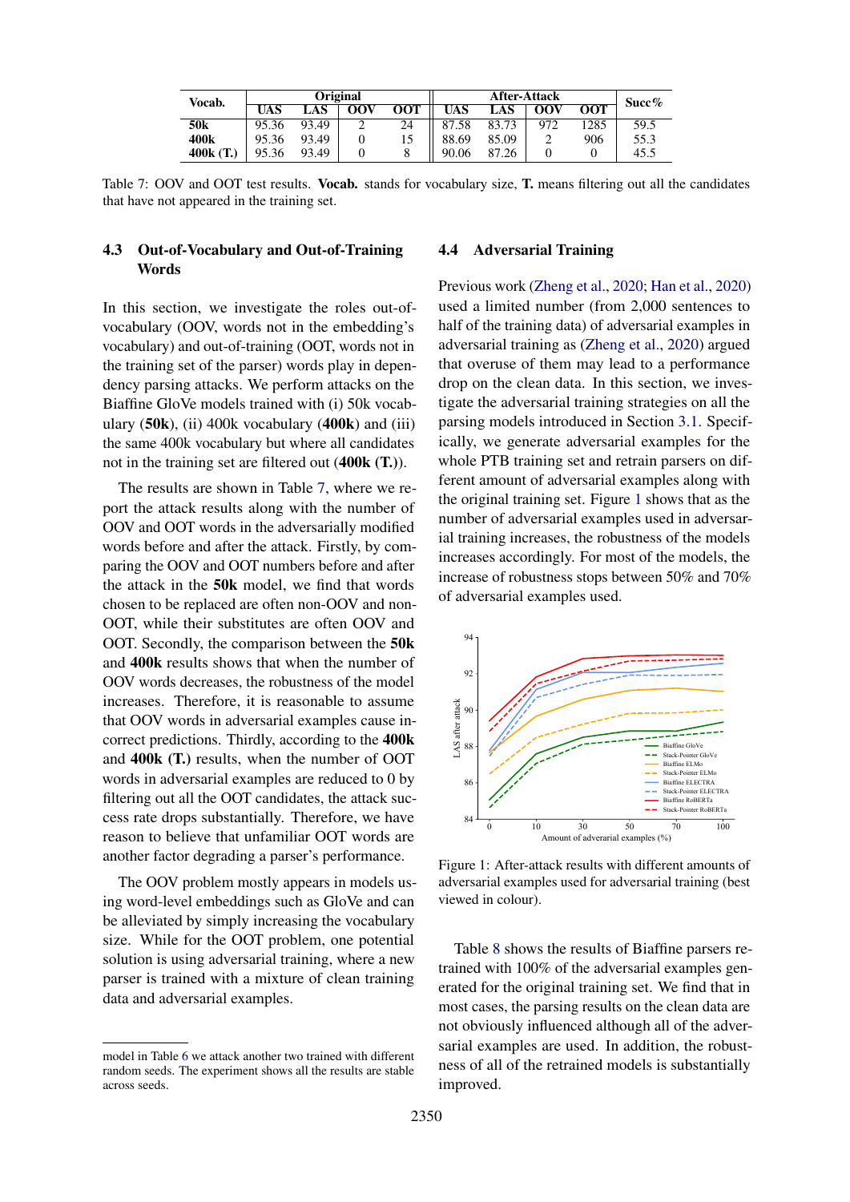| Vocab. | Original | | | | After-Attack | | | | Succ% |
|---|---|---|---|---|---|---|---|---|---|
| | UAS | LAS | OOV | OOT | UAS | LAS | OOV | OOT | |
| **50k** | 95.36 | 93.49 | 2 | 24 | 87.58 | 83.73 | 972 | 1285 | 59.5 |
| **400k** | 95.36 | 93.49 | 0 | 15 | 88.69 | 85.09 | 2 | 906 | 55.3 |
| **400k (T.)** | 95.36 | 93.49 | 0 | 8 | 90.06 | 87.26 | 0 | 0 | 45.5 |

Table 7: OOV and OOT test results. **Vocab.** stands for vocabulary size, **T.** means filtering out all the candidates that have not appeared in the training set.

### 4.3 Out-of-Vocabulary and Out-of-Training Words

In this section, we investigate the roles out-of-vocabulary (OOV, words not in the embedding's vocabulary) and out-of-training (OOT, words not in the training set of the parser) words play in dependency parsing attacks. We perform attacks on the Biaffine GloVe models trained with (i) 50k vocabulary (**50k**), (ii) 400k vocabulary (**400k**) and (iii) the same 400k vocabulary but where all candidates not in the training set are filtered out (**400k (T.)**).

The results are shown in Table 7, where we report the attack results along with the number of OOV and OOT words in the adversarially modified words before and after the attack. Firstly, by comparing the OOV and OOT numbers before and after the attack in the **50k** model, we find that words chosen to be replaced are often non-OOV and non-OOT, while their substitutes are often OOV and OOT. Secondly, the comparison between the **50k** and **400k** results shows that when the number of OOV words decreases, the robustness of the model increases. Therefore, it is reasonable to assume that OOV words in adversarial examples cause incorrect predictions. Thirdly, according to the **400k** and **400k (T.)** results, when the number of OOT words in adversarial examples are reduced to 0 by filtering out all the OOT candidates, the attack success rate drops substantially. Therefore, we have reason to believe that unfamiliar OOT words are another factor degrading a parser's performance.

The OOV problem mostly appears in models using word-level embeddings such as GloVe and can be alleviated by simply increasing the vocabulary size. While for the OOT problem, one potential solution is using adversarial training, where a new parser is trained with a mixture of clean training data and adversarial examples.

model in Table 6 we attack another two trained with different random seeds. The experiment shows all the results are stable across seeds.

### 4.4 Adversarial Training

Previous work (Zheng et al., 2020; Han et al., 2020) used a limited number (from 2,000 sentences to half of the training data) of adversarial examples in adversarial training as (Zheng et al., 2020) argued that overuse of them may lead to a performance drop on the clean data. In this section, we investigate the adversarial training strategies on all the parsing models introduced in Section 3.1. Specifically, we generate adversarial examples for the whole PTB training set and retrain parsers on different amount of adversarial examples along with the original training set. Figure 1 shows that as the number of adversarial examples used in adversarial training increases, the robustness of the models increases accordingly. For most of the models, the increase of robustness stops between 50% and 70% of adversarial examples used.

Figure 1: After-attack results with different amounts of adversarial examples used for adversarial training (best viewed in colour).

Table 8 shows the results of Biaffine parsers retrained with 100% of the adversarial examples generated for the original training set. We find that in most cases, the parsing results on the clean data are not obviously influenced although all of the adversarial examples are used. In addition, the robustness of all of the retrained models is substantially improved.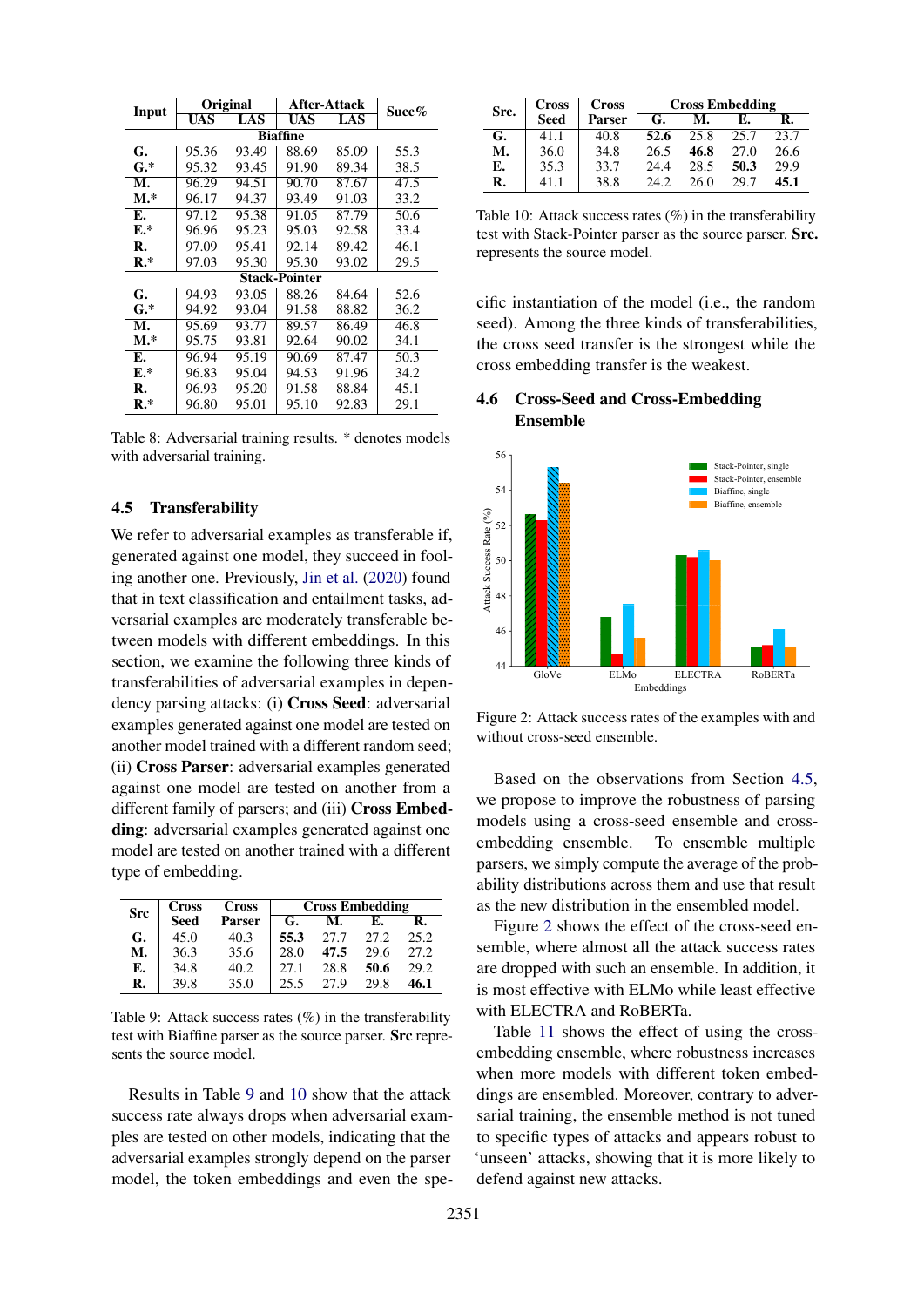| Input | Original | | After-Attack | | Succ% |
|---|---|---|---|---|---|
| | UAS | LAS | UAS | LAS | |
| **Biaffine** | | | | | |
| **G.** | 95.36 | 93.49 | 88.69 | 85.09 | 55.3 |
| **G.*** | 95.32 | 93.45 | 91.90 | 89.34 | 38.5 |
| **M.** | 96.29 | 94.51 | 90.70 | 87.67 | 47.5 |
| **M.*** | 96.17 | 94.37 | 93.49 | 91.03 | 33.2 |
| **E.** | 97.12 | 95.38 | 91.05 | 87.79 | 50.6 |
| **E.*** | 96.96 | 95.23 | 95.03 | 92.58 | 33.4 |
| **R.** | 97.09 | 95.41 | 92.14 | 89.42 | 46.1 |
| **R.*** | 97.03 | 95.30 | 95.30 | 93.02 | 29.5 |
| **Stack-Pointer** | | | | | |
| **G.** | 94.93 | 93.05 | 88.26 | 84.64 | 52.6 |
| **G.*** | 94.92 | 93.04 | 91.58 | 88.82 | 36.2 |
| **M.** | 95.69 | 93.77 | 89.57 | 86.49 | 46.8 |
| **M.*** | 95.75 | 93.81 | 92.64 | 90.02 | 34.1 |
| **E.** | 96.94 | 95.19 | 90.69 | 87.47 | 50.3 |
| **E.*** | 96.83 | 95.04 | 94.53 | 91.96 | 34.2 |
| **R.** | 96.93 | 95.20 | 91.58 | 88.84 | 45.1 |
| **R.*** | 96.80 | 95.01 | 95.10 | 92.83 | 29.1 |

Table 8: Adversarial training results. * denotes models with adversarial training.

## 4.5 Transferability

We refer to adversarial examples as transferable if, generated against one model, they succeed in fooling another one. Previously, Jin et al. (2020) found that in text classification and entailment tasks, adversarial examples are moderately transferable between models with different embeddings. In this section, we examine the following three kinds of transferabilities of adversarial examples in dependency parsing attacks: (i) **Cross Seed**: adversarial examples generated against one model are tested on another model trained with a different random seed; (ii) **Cross Parser**: adversarial examples generated against one model are tested on another from a different family of parsers; and (iii) **Cross Embedding**: adversarial examples generated against one model are tested on another trained with a different type of embedding.

| Src | Cross Seed | Cross Parser | Cross Embedding | | | |
|---|---|---|---|---|---|---|
| | | | G. | M. | E. | R. |
| **G.** | 45.0 | 40.3 | **55.3** | 27.7 | 27.2 | 25.2 |
| **M.** | 36.3 | 35.6 | 28.0 | **47.5** | 29.6 | 27.2 |
| **E.** | 34.8 | 40.2 | 27.1 | 28.8 | **50.6** | 29.2 |
| **R.** | 39.8 | 35.0 | 25.5 | 27.9 | 29.8 | **46.1** |

Table 9: Attack success rates (%) in the transferability test with Biaffine parser as the source parser. **Src** represents the source model.

Results in Table 9 and 10 show that the attack success rate always drops when adversarial examples are tested on other models, indicating that the adversarial examples strongly depend on the parser model, the token embeddings and even the specific instantiation of the model (i.e., the random seed). Among the three kinds of transferabilities, the cross seed transfer is the strongest while the cross embedding transfer is the weakest.

| Src. | Cross Seed | Cross Parser | Cross Embedding | | | |
|---|---|---|---|---|---|---|
| | | | G. | M. | E. | R. |
| **G.** | 41.1 | 40.8 | **52.6** | 25.8 | 25.7 | 23.7 |
| **M.** | 36.0 | 34.8 | 26.5 | **46.8** | 27.0 | 26.6 |
| **E.** | 35.3 | 33.7 | 24.4 | 28.5 | **50.3** | 29.9 |
| **R.** | 41.1 | 38.8 | 24.2 | 26.0 | 29.7 | **45.1** |

Table 10: Attack success rates (%) in the transferability test with Stack-Pointer parser as the source parser. **Src.** represents the source model.

## 4.6 Cross-Seed and Cross-Embedding Ensemble

Figure 2: Attack success rates of the examples with and without cross-seed ensemble.

Based on the observations from Section 4.5, we propose to improve the robustness of parsing models using a cross-seed ensemble and cross-embedding ensemble. To ensemble multiple parsers, we simply compute the average of the probability distributions across them and use that result as the new distribution in the ensembled model.

Figure 2 shows the effect of the cross-seed ensemble, where almost all the attack success rates are dropped with such an ensemble. In addition, it is most effective with ELMo while least effective with ELECTRA and RoBERTa.

Table 11 shows the effect of using the cross-embedding ensemble, where robustness increases when more models with different token embeddings are ensembled. Moreover, contrary to adversarial training, the ensemble method is not tuned to specific types of attacks and appears robust to 'unseen' attacks, showing that it is more likely to defend against new attacks.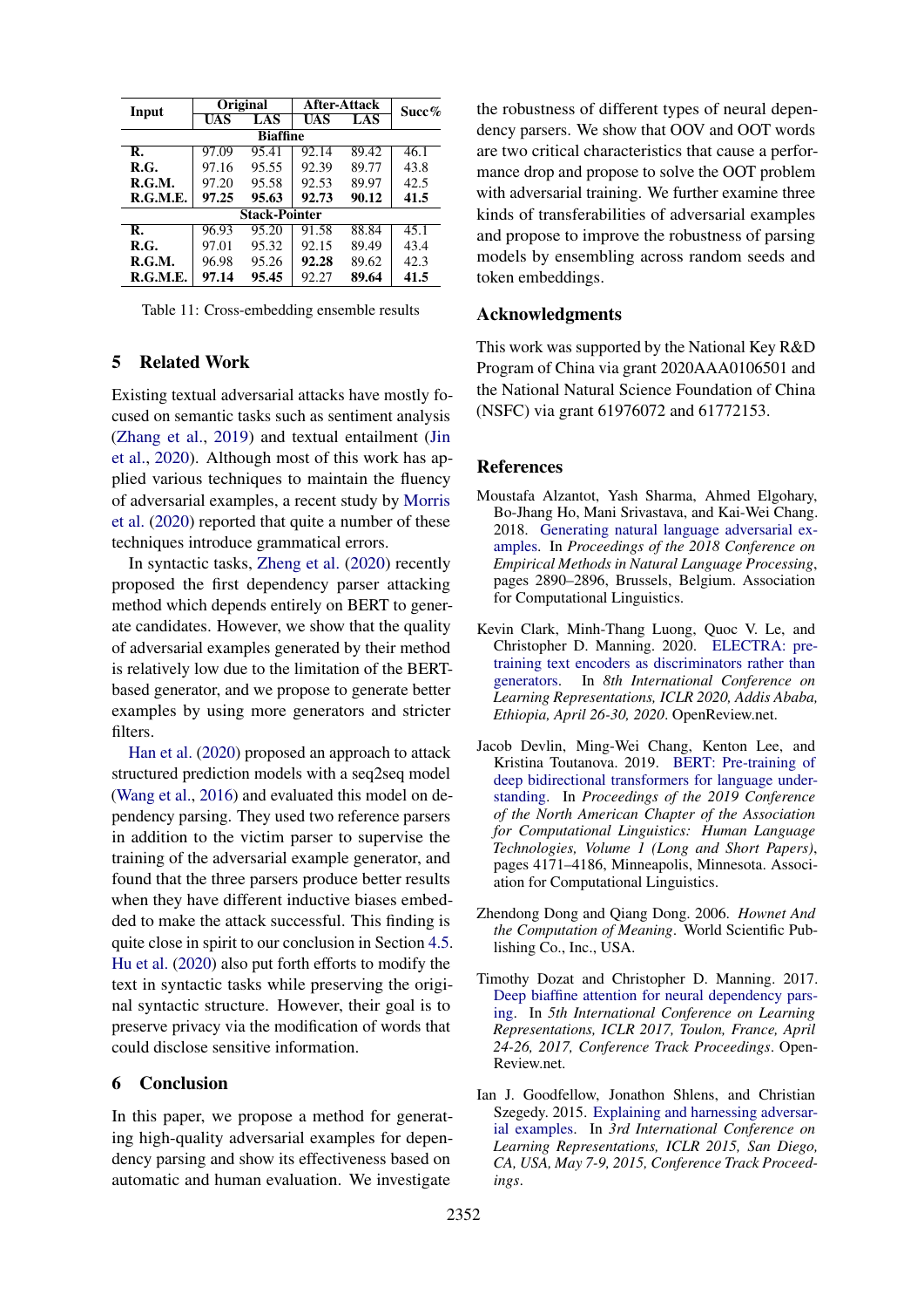| Input | Original | | After-Attack | | Succ% |
|---|---|---|---|---|---|
| | UAS | LAS | UAS | LAS | |
| **Biaffine** | | | | | |
| **R.** | 97.09 | 95.41 | 92.14 | 89.42 | 46.1 |
| **R.G.** | 97.16 | 95.55 | 92.39 | 89.77 | 43.8 |
| **R.G.M.** | 97.20 | 95.58 | 92.53 | 89.97 | 42.5 |
| **R.G.M.E.** | **97.25** | **95.63** | **92.73** | **90.12** | **41.5** |
| **Stack-Pointer** | | | | | |
| **R.** | 96.93 | 95.20 | 91.58 | 88.84 | 45.1 |
| **R.G.** | 97.01 | 95.32 | 92.15 | 89.49 | 43.4 |
| **R.G.M.** | 96.98 | 95.26 | **92.28** | 89.62 | 42.3 |
| **R.G.M.E.** | **97.14** | **95.45** | 92.27 | **89.64** | **41.5** |

Table 11: Cross-embedding ensemble results

## 5 Related Work

Existing textual adversarial attacks have mostly focused on semantic tasks such as sentiment analysis (Zhang et al., 2019) and textual entailment (Jin et al., 2020). Although most of this work has applied various techniques to maintain the fluency of adversarial examples, a recent study by Morris et al. (2020) reported that quite a number of these techniques introduce grammatical errors.

In syntactic tasks, Zheng et al. (2020) recently proposed the first dependency parser attacking method which depends entirely on BERT to generate candidates. However, we show that the quality of adversarial examples generated by their method is relatively low due to the limitation of the BERT-based generator, and we propose to generate better examples by using more generators and stricter filters.

Han et al. (2020) proposed an approach to attack structured prediction models with a seq2seq model (Wang et al., 2016) and evaluated this model on dependency parsing. They used two reference parsers in addition to the victim parser to supervise the training of the adversarial example generator, and found that the three parsers produce better results when they have different inductive biases embedded to make the attack successful. This finding is quite close in spirit to our conclusion in Section 4.5. Hu et al. (2020) also put forth efforts to modify the text in syntactic tasks while preserving the original syntactic structure. However, their goal is to preserve privacy via the modification of words that could disclose sensitive information.

## 6 Conclusion

In this paper, we propose a method for generating high-quality adversarial examples for dependency parsing and show its effectiveness based on automatic and human evaluation. We investigate the robustness of different types of neural dependency parsers. We show that OOV and OOT words are two critical characteristics that cause a performance drop and propose to solve the OOT problem with adversarial training. We further examine three kinds of transferabilities of adversarial examples and propose to improve the robustness of parsing models by ensembling across random seeds and token embeddings.

## Acknowledgments

This work was supported by the National Key R&D Program of China via grant 2020AAA0106501 and the National Natural Science Foundation of China (NSFC) via grant 61976072 and 61772153.

## References

Moustafa Alzantot, Yash Sharma, Ahmed Elgohary, Bo-Jhang Ho, Mani Srivastava, and Kai-Wei Chang. 2018. Generating natural language adversarial examples. In *Proceedings of the 2018 Conference on Empirical Methods in Natural Language Processing*, pages 2890–2896, Brussels, Belgium. Association for Computational Linguistics.

Kevin Clark, Minh-Thang Luong, Quoc V. Le, and Christopher D. Manning. 2020. ELECTRA: pre-training text encoders as discriminators rather than generators. In *8th International Conference on Learning Representations, ICLR 2020, Addis Ababa, Ethiopia, April 26-30, 2020*. OpenReview.net.

Jacob Devlin, Ming-Wei Chang, Kenton Lee, and Kristina Toutanova. 2019. BERT: Pre-training of deep bidirectional transformers for language understanding. In *Proceedings of the 2019 Conference of the North American Chapter of the Association for Computational Linguistics: Human Language Technologies, Volume 1 (Long and Short Papers)*, pages 4171–4186, Minneapolis, Minnesota. Association for Computational Linguistics.

Zhendong Dong and Qiang Dong. 2006. *Hownet And the Computation of Meaning*. World Scientific Publishing Co., Inc., USA.

Timothy Dozat and Christopher D. Manning. 2017. Deep biaffine attention for neural dependency parsing. In *5th International Conference on Learning Representations, ICLR 2017, Toulon, France, April 24-26, 2017, Conference Track Proceedings*. OpenReview.net.

Ian J. Goodfellow, Jonathon Shlens, and Christian Szegedy. 2015. Explaining and harnessing adversarial examples. In *3rd International Conference on Learning Representations, ICLR 2015, San Diego, CA, USA, May 7-9, 2015, Conference Track Proceedings*.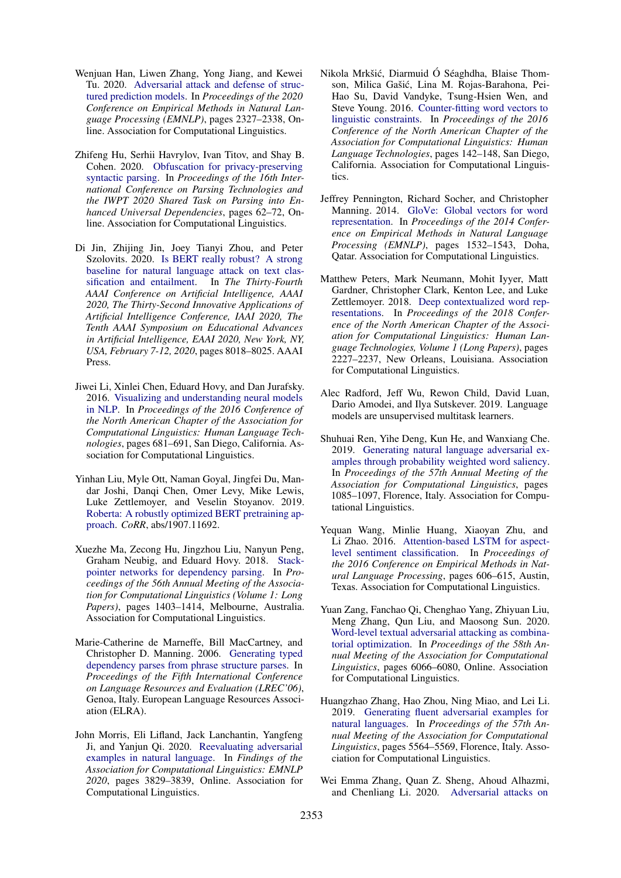Wenjuan Han, Liwen Zhang, Yong Jiang, and Kewei Tu. 2020. Adversarial attack and defense of structured prediction models. In *Proceedings of the 2020 Conference on Empirical Methods in Natural Language Processing (EMNLP)*, pages 2327–2338, Online. Association for Computational Linguistics.

Zhifeng Hu, Serhii Havrylov, Ivan Titov, and Shay B. Cohen. 2020. Obfuscation for privacy-preserving syntactic parsing. In *Proceedings of the 16th International Conference on Parsing Technologies and the IWPT 2020 Shared Task on Parsing into Enhanced Universal Dependencies*, pages 62–72, Online. Association for Computational Linguistics.

Di Jin, Zhijing Jin, Joey Tianyi Zhou, and Peter Szolovits. 2020. Is BERT really robust? A strong baseline for natural language attack on text classification and entailment. In *The Thirty-Fourth AAAI Conference on Artificial Intelligence, AAAI 2020, The Thirty-Second Innovative Applications of Artificial Intelligence Conference, IAAI 2020, The Tenth AAAI Symposium on Educational Advances in Artificial Intelligence, EAAI 2020, New York, NY, USA, February 7-12, 2020*, pages 8018–8025. AAAI Press.

Jiwei Li, Xinlei Chen, Eduard Hovy, and Dan Jurafsky. 2016. Visualizing and understanding neural models in NLP. In *Proceedings of the 2016 Conference of the North American Chapter of the Association for Computational Linguistics: Human Language Technologies*, pages 681–691, San Diego, California. Association for Computational Linguistics.

Yinhan Liu, Myle Ott, Naman Goyal, Jingfei Du, Mandar Joshi, Danqi Chen, Omer Levy, Mike Lewis, Luke Zettlemoyer, and Veselin Stoyanov. 2019. Roberta: A robustly optimized BERT pretraining approach. *CoRR*, abs/1907.11692.

Xuezhe Ma, Zecong Hu, Jingzhou Liu, Nanyun Peng, Graham Neubig, and Eduard Hovy. 2018. Stack-pointer networks for dependency parsing. In *Proceedings of the 56th Annual Meeting of the Association for Computational Linguistics (Volume 1: Long Papers)*, pages 1403–1414, Melbourne, Australia. Association for Computational Linguistics.

Marie-Catherine de Marneffe, Bill MacCartney, and Christopher D. Manning. 2006. Generating typed dependency parses from phrase structure parses. In *Proceedings of the Fifth International Conference on Language Resources and Evaluation (LREC'06)*, Genoa, Italy. European Language Resources Association (ELRA).

John Morris, Eli Lifland, Jack Lanchantin, Yangfeng Ji, and Yanjun Qi. 2020. Reevaluating adversarial examples in natural language. In *Findings of the Association for Computational Linguistics: EMNLP 2020*, pages 3829–3839, Online. Association for Computational Linguistics.

Nikola Mrkšić, Diarmuid Ó Séaghdha, Blaise Thomson, Milica Gašić, Lina M. Rojas-Barahona, Pei-Hao Su, David Vandyke, Tsung-Hsien Wen, and Steve Young. 2016. Counter-fitting word vectors to linguistic constraints. In *Proceedings of the 2016 Conference of the North American Chapter of the Association for Computational Linguistics: Human Language Technologies*, pages 142–148, San Diego, California. Association for Computational Linguistics.

Jeffrey Pennington, Richard Socher, and Christopher Manning. 2014. GloVe: Global vectors for word representation. In *Proceedings of the 2014 Conference on Empirical Methods in Natural Language Processing (EMNLP)*, pages 1532–1543, Doha, Qatar. Association for Computational Linguistics.

Matthew Peters, Mark Neumann, Mohit Iyyer, Matt Gardner, Christopher Clark, Kenton Lee, and Luke Zettlemoyer. 2018. Deep contextualized word representations. In *Proceedings of the 2018 Conference of the North American Chapter of the Association for Computational Linguistics: Human Language Technologies, Volume 1 (Long Papers)*, pages 2227–2237, New Orleans, Louisiana. Association for Computational Linguistics.

Alec Radford, Jeff Wu, Rewon Child, David Luan, Dario Amodei, and Ilya Sutskever. 2019. Language models are unsupervised multitask learners.

Shuhuai Ren, Yihe Deng, Kun He, and Wanxiang Che. 2019. Generating natural language adversarial examples through probability weighted word saliency. In *Proceedings of the 57th Annual Meeting of the Association for Computational Linguistics*, pages 1085–1097, Florence, Italy. Association for Computational Linguistics.

Yequan Wang, Minlie Huang, Xiaoyan Zhu, and Li Zhao. 2016. Attention-based LSTM for aspect-level sentiment classification. In *Proceedings of the 2016 Conference on Empirical Methods in Natural Language Processing*, pages 606–615, Austin, Texas. Association for Computational Linguistics.

Yuan Zang, Fanchao Qi, Chenghao Yang, Zhiyuan Liu, Meng Zhang, Qun Liu, and Maosong Sun. 2020. Word-level textual adversarial attacking as combinatorial optimization. In *Proceedings of the 58th Annual Meeting of the Association for Computational Linguistics*, pages 6066–6080, Online. Association for Computational Linguistics.

Huangzhao Zhang, Hao Zhou, Ning Miao, and Lei Li. 2019. Generating fluent adversarial examples for natural languages. In *Proceedings of the 57th Annual Meeting of the Association for Computational Linguistics*, pages 5564–5569, Florence, Italy. Association for Computational Linguistics.

Wei Emma Zhang, Quan Z. Sheng, Ahoud Alhazmi, and Chenliang Li. 2020. Adversarial attacks on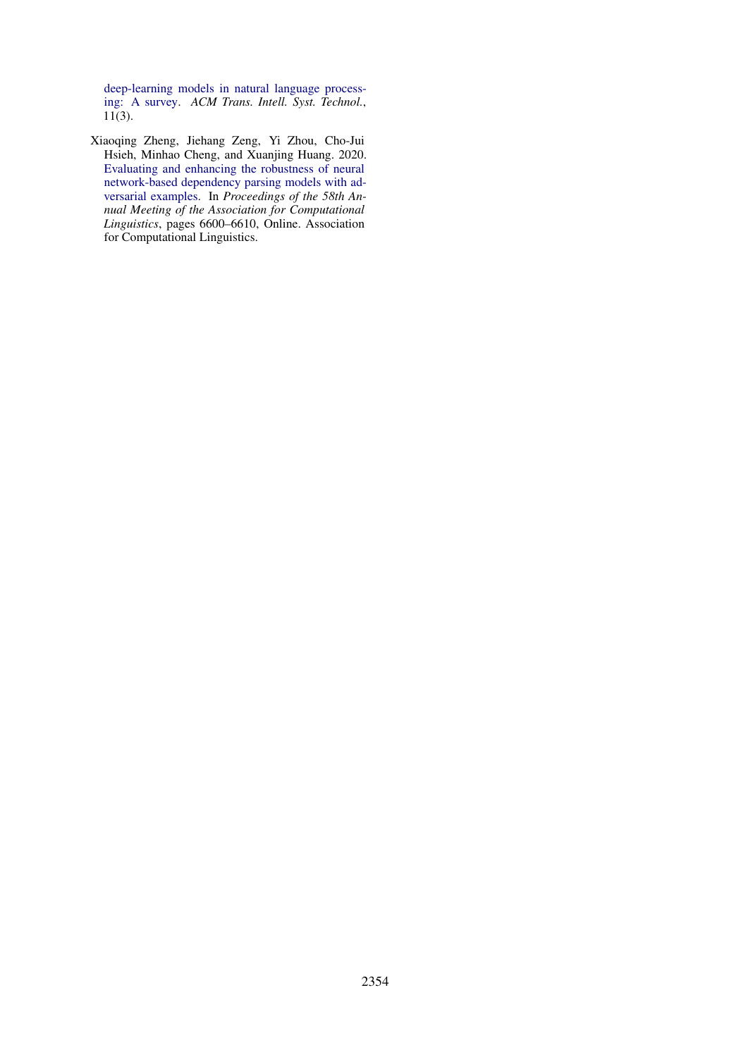deep-learning models in natural language processing: A survey. *ACM Trans. Intell. Syst. Technol.*, 11(3).

Xiaoqing Zheng, Jiehang Zeng, Yi Zhou, Cho-Jui Hsieh, Minhao Cheng, and Xuanjing Huang. 2020. Evaluating and enhancing the robustness of neural network-based dependency parsing models with adversarial examples. In *Proceedings of the 58th Annual Meeting of the Association for Computational Linguistics*, pages 6600–6610, Online. Association for Computational Linguistics.